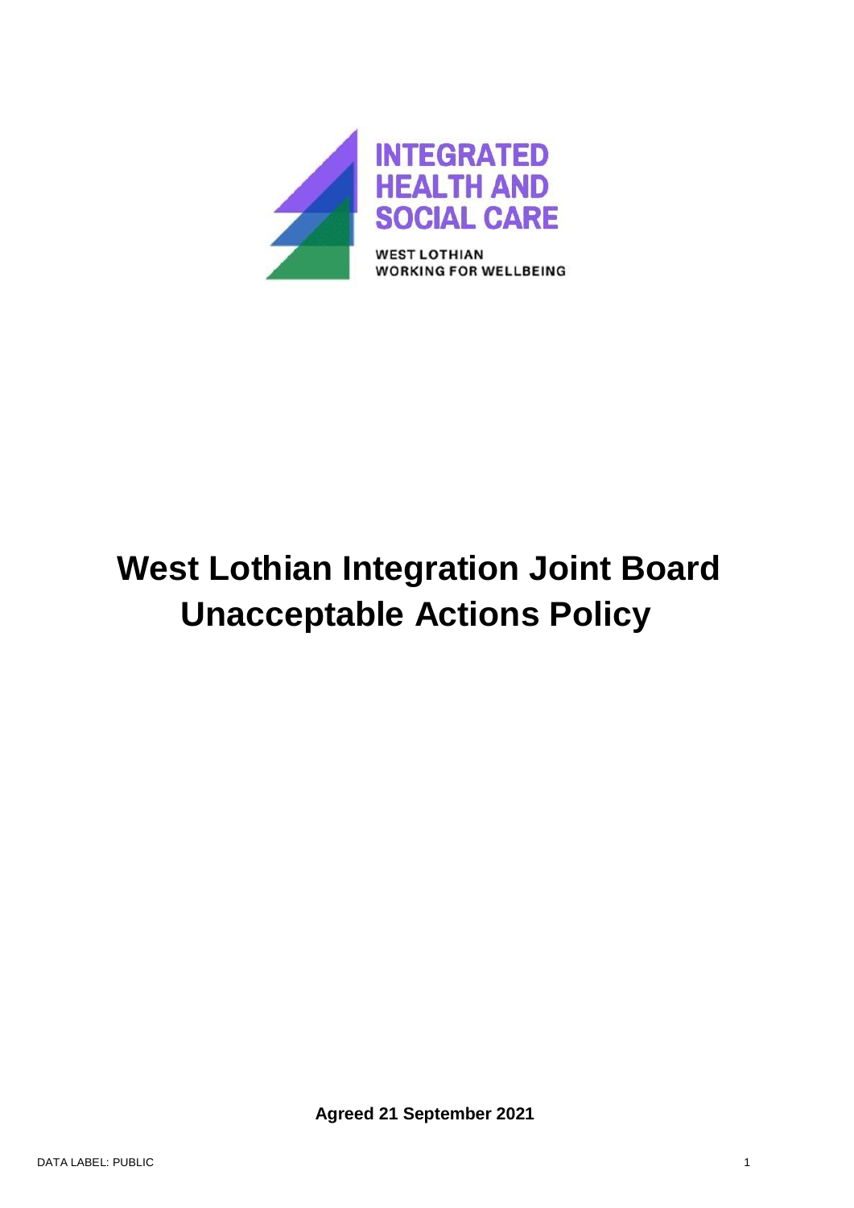INTEGRATED HEALTH AND SOCIAL CARE

WEST LOTHIAN
WORKING FOR WELLBEING

# West Lothian Integration Joint Board Unacceptable Actions Policy

**Agreed 21 September 2021**

DATA LABEL: PUBLIC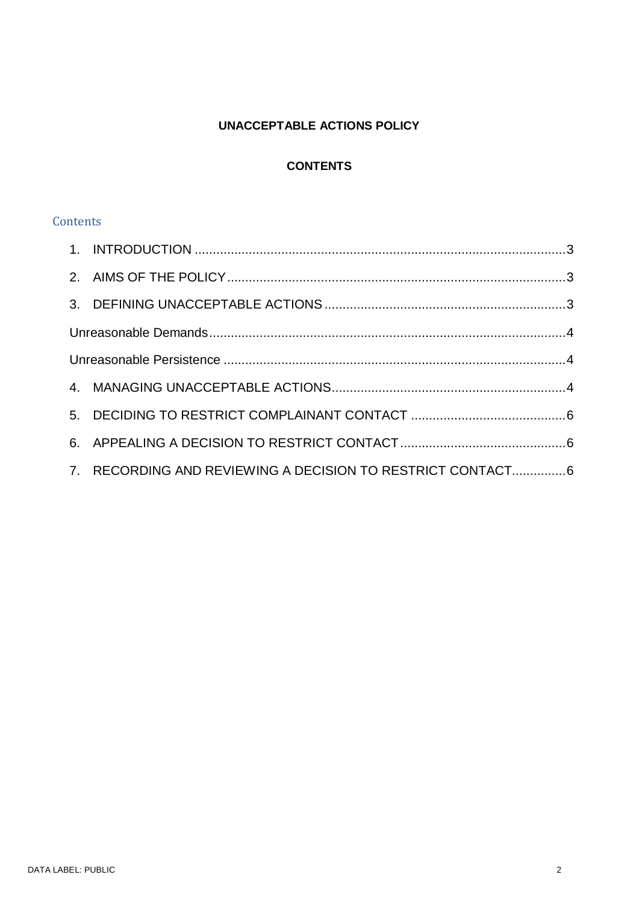**UNACCEPTABLE ACTIONS POLICY**

**CONTENTS**

## Contents

1. INTRODUCTION ....................................................................................................3
2. AIMS OF THE POLICY ...........................................................................................3
3. DEFINING UNACCEPTABLE ACTIONS ..................................................................3

Unreasonable Demands..................................................................................................4

Unreasonable Persistence ..............................................................................................4

4. MANAGING UNACCEPTABLE ACTIONS...............................................................4
5. DECIDING TO RESTRICT COMPLAINANT CONTACT ..........................................6
6. APPEALING A DECISION TO RESTRICT CONTACT.............................................6
7. RECORDING AND REVIEWING A DECISION TO RESTRICT CONTACT..............6

DATA LABEL: PUBLIC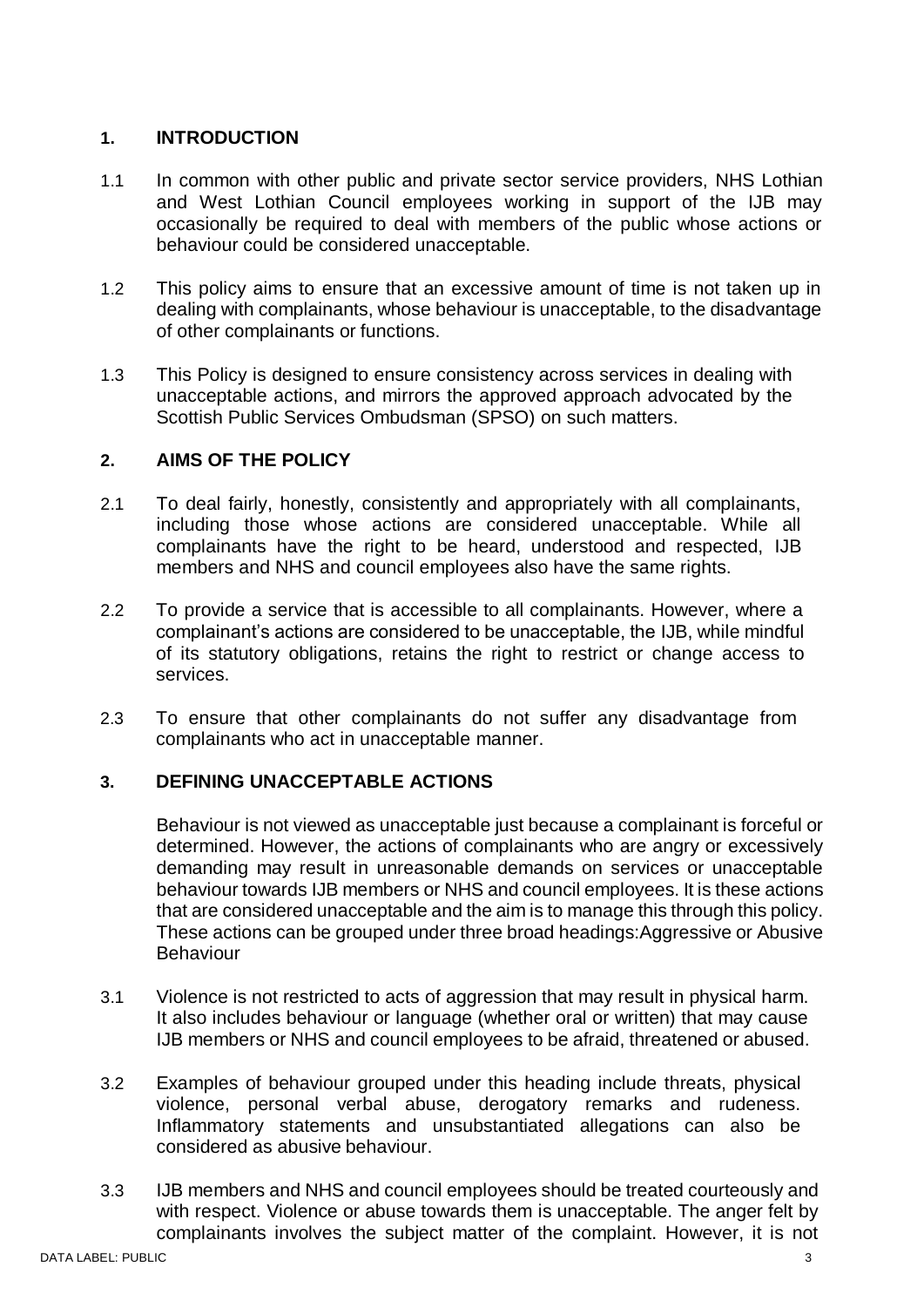## 1. INTRODUCTION

1.1 In common with other public and private sector service providers, NHS Lothian and West Lothian Council employees working in support of the IJB may occasionally be required to deal with members of the public whose actions or behaviour could be considered unacceptable.

1.2 This policy aims to ensure that an excessive amount of time is not taken up in dealing with complainants, whose behaviour is unacceptable, to the disadvantage of other complainants or functions.

1.3 This Policy is designed to ensure consistency across services in dealing with unacceptable actions, and mirrors the approved approach advocated by the Scottish Public Services Ombudsman (SPSO) on such matters.

## 2. AIMS OF THE POLICY

2.1 To deal fairly, honestly, consistently and appropriately with all complainants, including those whose actions are considered unacceptable. While all complainants have the right to be heard, understood and respected, IJB members and NHS and council employees also have the same rights.

2.2 To provide a service that is accessible to all complainants. However, where a complainant's actions are considered to be unacceptable, the IJB, while mindful of its statutory obligations, retains the right to restrict or change access to services.

2.3 To ensure that other complainants do not suffer any disadvantage from complainants who act in unacceptable manner.

## 3. DEFINING UNACCEPTABLE ACTIONS

Behaviour is not viewed as unacceptable just because a complainant is forceful or determined. However, the actions of complainants who are angry or excessively demanding may result in unreasonable demands on services or unacceptable behaviour towards IJB members or NHS and council employees. It is these actions that are considered unacceptable and the aim is to manage this through this policy. These actions can be grouped under three broad headings:Aggressive or Abusive Behaviour

3.1 Violence is not restricted to acts of aggression that may result in physical harm. It also includes behaviour or language (whether oral or written) that may cause IJB members or NHS and council employees to be afraid, threatened or abused.

3.2 Examples of behaviour grouped under this heading include threats, physical violence, personal verbal abuse, derogatory remarks and rudeness. Inflammatory statements and unsubstantiated allegations can also be considered as abusive behaviour.

3.3 IJB members and NHS and council employees should be treated courteously and with respect. Violence or abuse towards them is unacceptable. The anger felt by complainants involves the subject matter of the complaint. However, it is not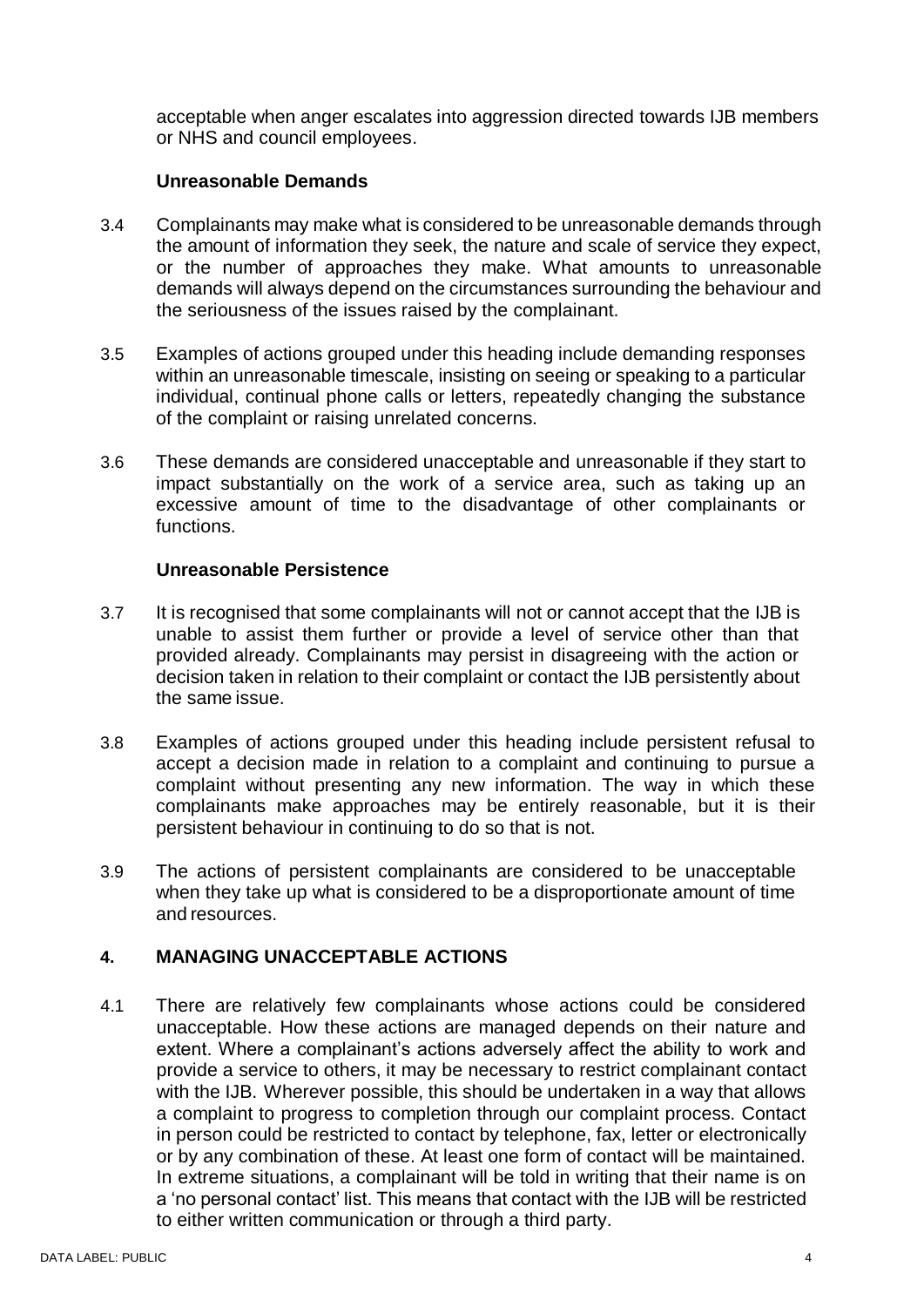acceptable when anger escalates into aggression directed towards IJB members or NHS and council employees.

### Unreasonable Demands

3.4 Complainants may make what is considered to be unreasonable demands through the amount of information they seek, the nature and scale of service they expect, or the number of approaches they make. What amounts to unreasonable demands will always depend on the circumstances surrounding the behaviour and the seriousness of the issues raised by the complainant.

3.5 Examples of actions grouped under this heading include demanding responses within an unreasonable timescale, insisting on seeing or speaking to a particular individual, continual phone calls or letters, repeatedly changing the substance of the complaint or raising unrelated concerns.

3.6 These demands are considered unacceptable and unreasonable if they start to impact substantially on the work of a service area, such as taking up an excessive amount of time to the disadvantage of other complainants or functions.

### Unreasonable Persistence

3.7 It is recognised that some complainants will not or cannot accept that the IJB is unable to assist them further or provide a level of service other than that provided already. Complainants may persist in disagreeing with the action or decision taken in relation to their complaint or contact the IJB persistently about the same issue.

3.8 Examples of actions grouped under this heading include persistent refusal to accept a decision made in relation to a complaint and continuing to pursue a complaint without presenting any new information. The way in which these complainants make approaches may be entirely reasonable, but it is their persistent behaviour in continuing to do so that is not.

3.9 The actions of persistent complainants are considered to be unacceptable when they take up what is considered to be a disproportionate amount of time and resources.

## 4. MANAGING UNACCEPTABLE ACTIONS

4.1 There are relatively few complainants whose actions could be considered unacceptable. How these actions are managed depends on their nature and extent. Where a complainant's actions adversely affect the ability to work and provide a service to others, it may be necessary to restrict complainant contact with the IJB. Wherever possible, this should be undertaken in a way that allows a complaint to progress to completion through our complaint process. Contact in person could be restricted to contact by telephone, fax, letter or electronically or by any combination of these. At least one form of contact will be maintained. In extreme situations, a complainant will be told in writing that their name is on a 'no personal contact' list. This means that contact with the IJB will be restricted to either written communication or through a third party.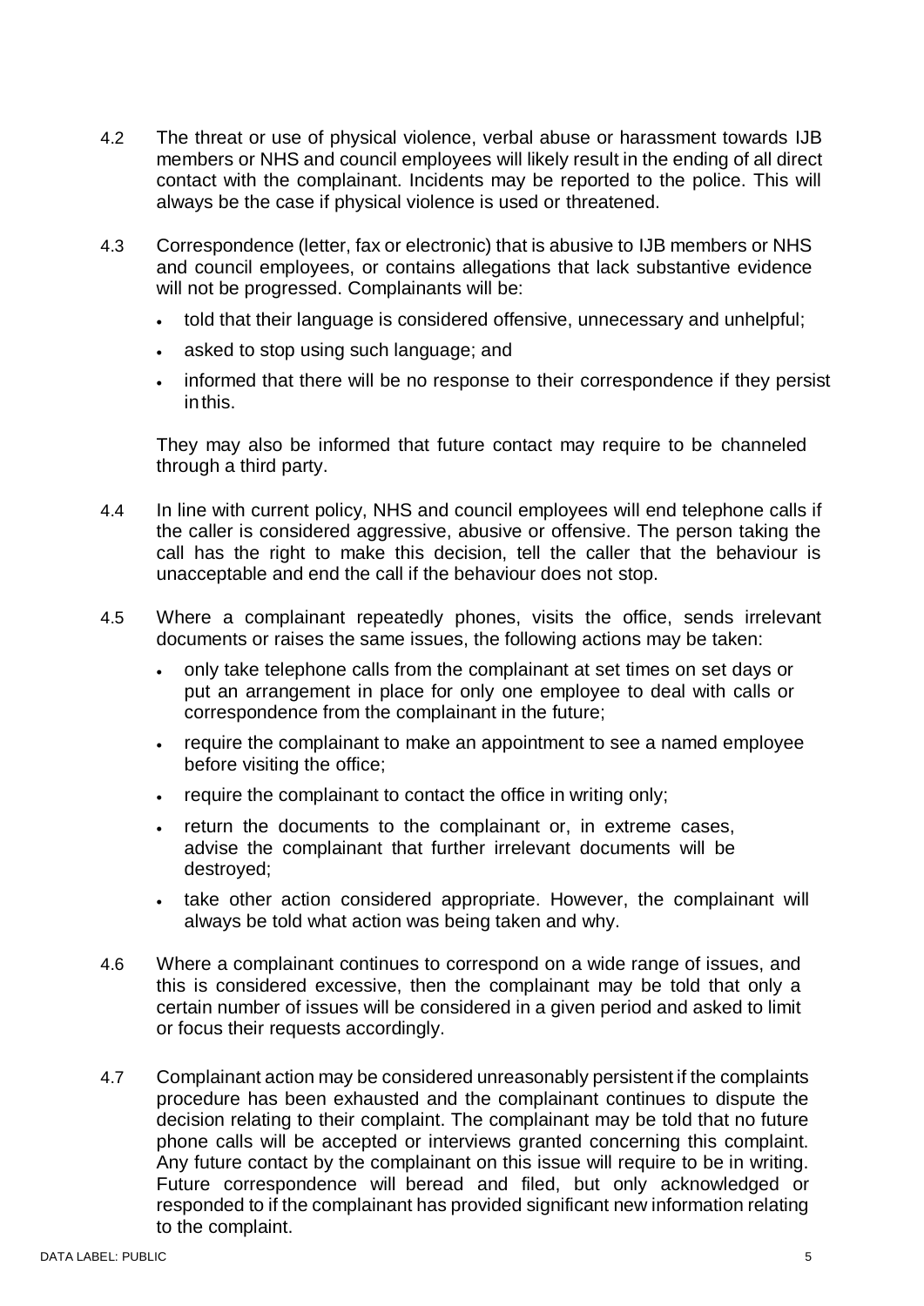4.2 The threat or use of physical violence, verbal abuse or harassment towards IJB members or NHS and council employees will likely result in the ending of all direct contact with the complainant. Incidents may be reported to the police. This will always be the case if physical violence is used or threatened.

4.3 Correspondence (letter, fax or electronic) that is abusive to IJB members or NHS and council employees, or contains allegations that lack substantive evidence will not be progressed. Complainants will be:

- told that their language is considered offensive, unnecessary and unhelpful;
- asked to stop using such language; and
- informed that there will be no response to their correspondence if they persist in this.

They may also be informed that future contact may require to be channeled through a third party.

4.4 In line with current policy, NHS and council employees will end telephone calls if the caller is considered aggressive, abusive or offensive. The person taking the call has the right to make this decision, tell the caller that the behaviour is unacceptable and end the call if the behaviour does not stop.

4.5 Where a complainant repeatedly phones, visits the office, sends irrelevant documents or raises the same issues, the following actions may be taken:

- only take telephone calls from the complainant at set times on set days or put an arrangement in place for only one employee to deal with calls or correspondence from the complainant in the future;
- require the complainant to make an appointment to see a named employee before visiting the office;
- require the complainant to contact the office in writing only;
- return the documents to the complainant or, in extreme cases, advise the complainant that further irrelevant documents will be destroyed;
- take other action considered appropriate. However, the complainant will always be told what action was being taken and why.

4.6 Where a complainant continues to correspond on a wide range of issues, and this is considered excessive, then the complainant may be told that only a certain number of issues will be considered in a given period and asked to limit or focus their requests accordingly.

4.7 Complainant action may be considered unreasonably persistent if the complaints procedure has been exhausted and the complainant continues to dispute the decision relating to their complaint. The complainant may be told that no future phone calls will be accepted or interviews granted concerning this complaint. Any future contact by the complainant on this issue will require to be in writing. Future correspondence will beread and filed, but only acknowledged or responded to if the complainant has provided significant new information relating to the complaint.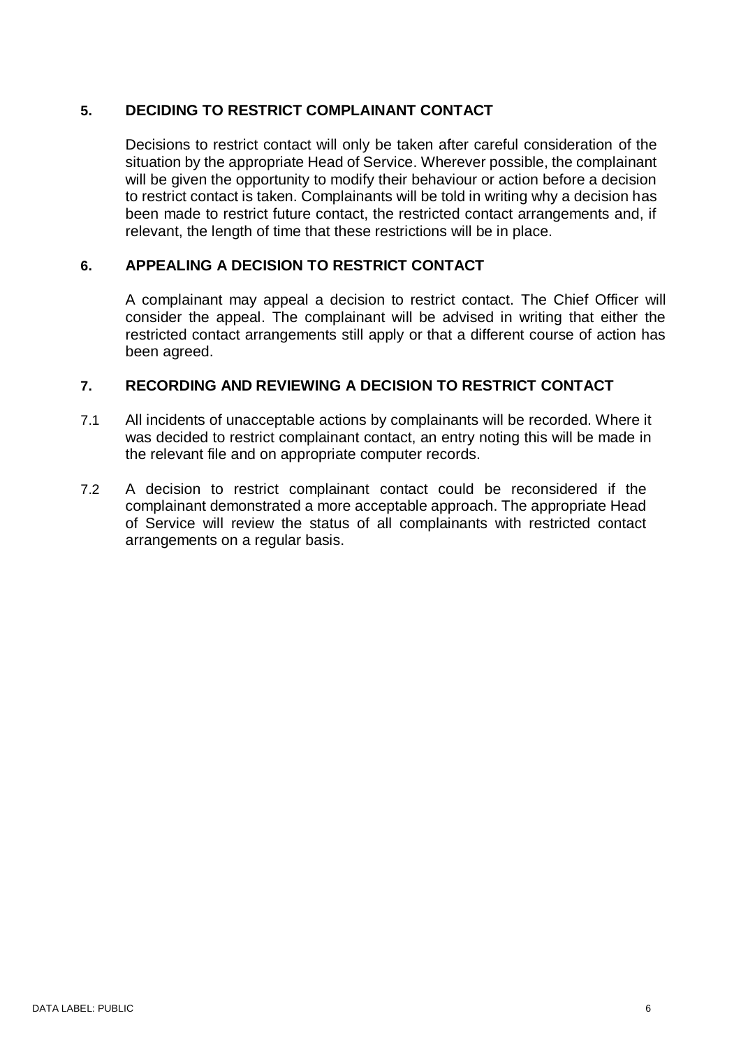## 5. DECIDING TO RESTRICT COMPLAINANT CONTACT

Decisions to restrict contact will only be taken after careful consideration of the situation by the appropriate Head of Service. Wherever possible, the complainant will be given the opportunity to modify their behaviour or action before a decision to restrict contact is taken. Complainants will be told in writing why a decision has been made to restrict future contact, the restricted contact arrangements and, if relevant, the length of time that these restrictions will be in place.

## 6. APPEALING A DECISION TO RESTRICT CONTACT

A complainant may appeal a decision to restrict contact. The Chief Officer will consider the appeal. The complainant will be advised in writing that either the restricted contact arrangements still apply or that a different course of action has been agreed.

## 7. RECORDING AND REVIEWING A DECISION TO RESTRICT CONTACT

7.1 All incidents of unacceptable actions by complainants will be recorded. Where it was decided to restrict complainant contact, an entry noting this will be made in the relevant file and on appropriate computer records.

7.2 A decision to restrict complainant contact could be reconsidered if the complainant demonstrated a more acceptable approach. The appropriate Head of Service will review the status of all complainants with restricted contact arrangements on a regular basis.

DATA LABEL: PUBLIC